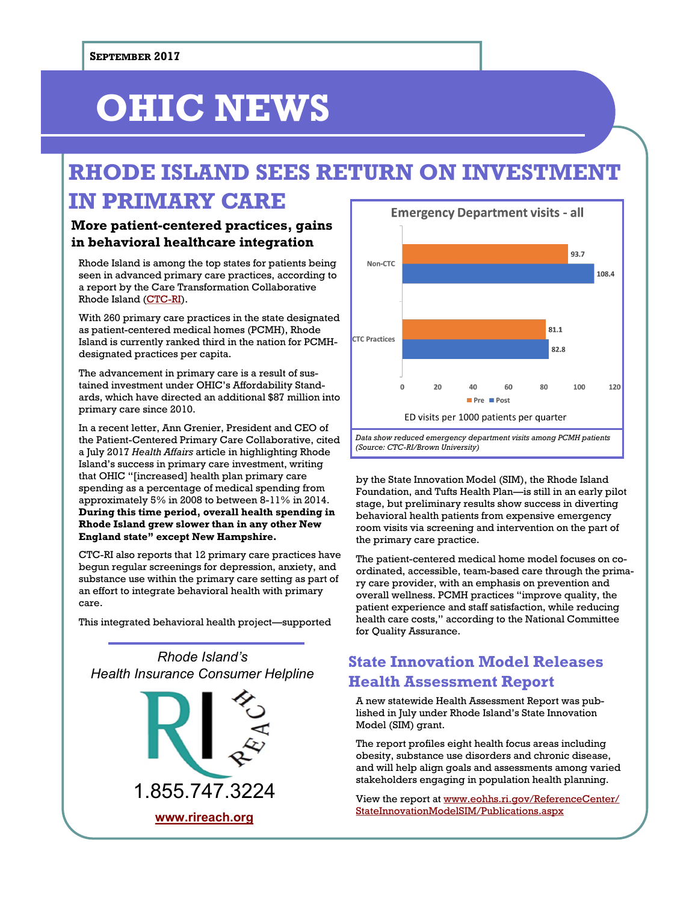**September 2017**

# OHIC NEWS

## RHODE ISLAND SEES RETURN ON INVESTMENT IN PRIMARY CARE

### More patient-centered practices, gains in behavioral healthcare integration

Rhode Island is among the top states for patients being seen in advanced primary care practices, according to a report by the Care Transformation Collaborative Rhode Island (CTC-RI).

With 260 primary care practices in the state designated as patient-centered medical homes (PCMH), Rhode Island is currently ranked third in the nation for PCMH-designated practices per capita.

The advancement in primary care is a result of sustained investment under OHIC's Affordability Standards, which have directed an additional $87 million into primary care since 2010.

In a recent letter, Ann Grenier, President and CEO of the Patient-Centered Primary Care Collaborative, cited a July 2017 *Health Affairs* article in highlighting Rhode Island's success in primary care investment, writing that OHIC "[increased] health plan primary care spending as a percentage of medical spending from approximately 5% in 2008 to between 8-11% in 2014. **During this time period, overall health spending in Rhode Island grew slower than in any other New England state" except New Hampshire.**

CTC-RI also reports that 12 primary care practices have begun regular screenings for depression, anxiety, and substance use within the primary care setting as part of an effort to integrate behavioral health with primary care.

This integrated behavioral health project—supported by the State Innovation Model (SIM), the Rhode Island Foundation, and Tufts Health Plan—is still in an early pilot stage, but preliminary results show success in diverting behavioral health patients from expensive emergency room visits via screening and intervention on the part of the primary care practice.

The patient-centered medical home model focuses on coordinated, accessible, team-based care through the primary care provider, with an emphasis on prevention and overall wellness. PCMH practices "improve quality, the patient experience and staff satisfaction, while reducing health care costs," according to the National Committee for Quality Assurance.

**Emergency Department visits - all**

ED visits per 1000 patients per quarter

| | Pre | Post |
|---|---|---|
| Non-CTC | 93.7 | 108.4 |
| CTC Practices | 81.1 | 82.8 |

*Data show reduced emergency department visits among PCMH patients (Source: CTC-RI/Brown University)*

*Rhode Island's Health Insurance Consumer Helpline*

RI REACH

1.855.747.3224

www.rireach.org

## State Innovation Model Releases Health Assessment Report

A new statewide Health Assessment Report was published in July under Rhode Island's State Innovation Model (SIM) grant.

The report profiles eight health focus areas including obesity, substance use disorders and chronic disease, and will help align goals and assessments among varied stakeholders engaging in population health planning.

View the report at www.eohhs.ri.gov/ReferenceCenter/StateInnovationModelSIM/Publications.aspx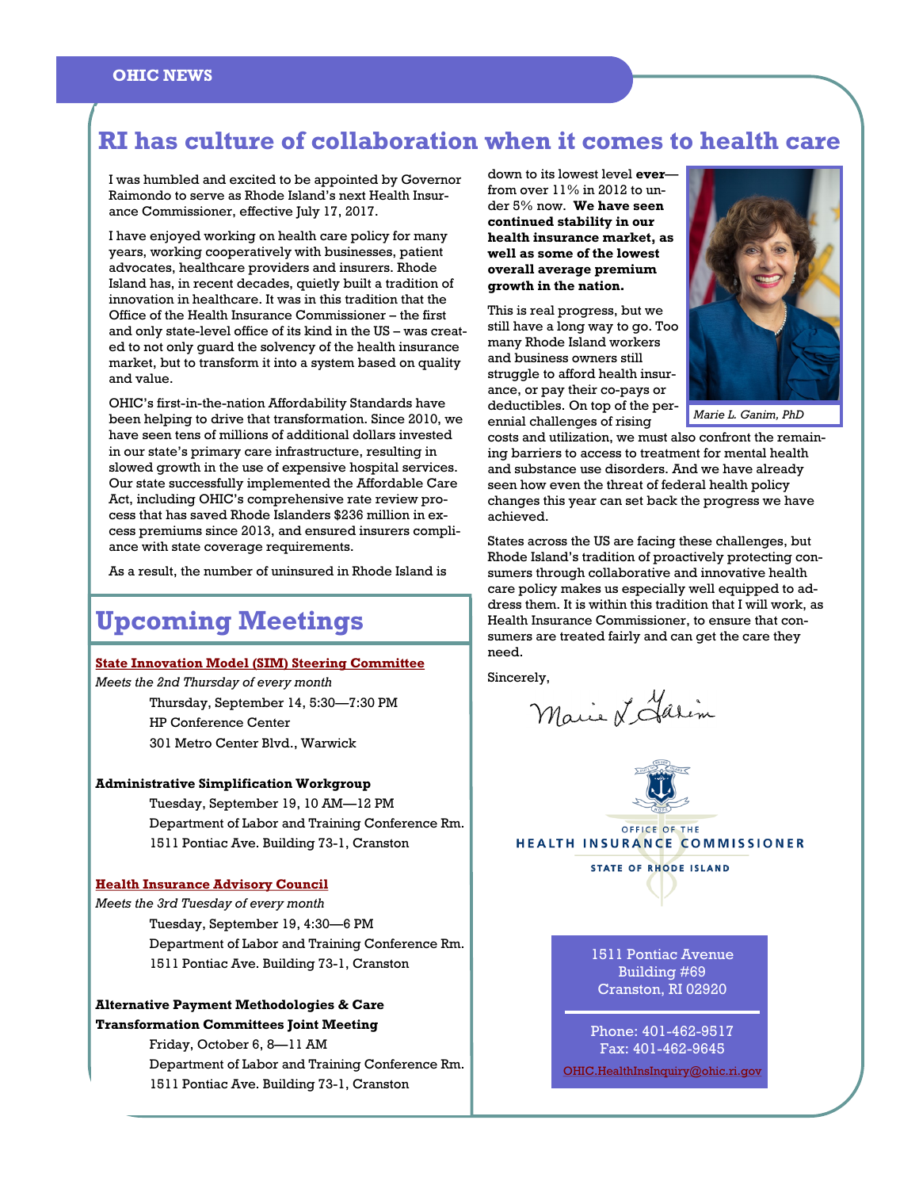OHIC NEWS

# RI has culture of collaboration when it comes to health care

I was humbled and excited to be appointed by Governor Raimondo to serve as Rhode Island's next Health Insurance Commissioner, effective July 17, 2017.

I have enjoyed working on health care policy for many years, working cooperatively with businesses, patient advocates, healthcare providers and insurers. Rhode Island has, in recent decades, quietly built a tradition of innovation in healthcare. It was in this tradition that the Office of the Health Insurance Commissioner – the first and only state-level office of its kind in the US – was created to not only guard the solvency of the health insurance market, but to transform it into a system based on quality and value.

OHIC's first-in-the-nation Affordability Standards have been helping to drive that transformation. Since 2010, we have seen tens of millions of additional dollars invested in our state's primary care infrastructure, resulting in slowed growth in the use of expensive hospital services. Our state successfully implemented the Affordable Care Act, including OHIC's comprehensive rate review process that has saved Rhode Islanders $236 million in excess premiums since 2013, and ensured insurers compliance with state coverage requirements.

As a result, the number of uninsured in Rhode Island is down to its lowest level **ever**—from over 11% in 2012 to under 5% now. **We have seen continued stability in our health insurance market, as well as some of the lowest overall average premium growth in the nation.**

*Marie L. Ganim, PhD*

This is real progress, but we still have a long way to go. Too many Rhode Island workers and business owners still struggle to afford health insurance, or pay their co-pays or deductibles. On top of the perennial challenges of rising costs and utilization, we must also confront the remaining barriers to access to treatment for mental health and substance use disorders. And we have already seen how even the threat of federal health policy changes this year can set back the progress we have achieved.

States across the US are facing these challenges, but Rhode Island's tradition of proactively protecting consumers through collaborative and innovative health care policy makes us especially well equipped to address them. It is within this tradition that I will work, as Health Insurance Commissioner, to ensure that consumers are treated fairly and can get the care they need.

Sincerely,

Marie L Ganim

# Upcoming Meetings

**State Innovation Model (SIM) Steering Committee**

*Meets the 2nd Thursday of every month*

Thursday, September 14, 5:30—7:30 PM
HP Conference Center
301 Metro Center Blvd., Warwick

**Administrative Simplification Workgroup**

Tuesday, September 19, 10 AM—12 PM
Department of Labor and Training Conference Rm.
1511 Pontiac Ave. Building 73-1, Cranston

**Health Insurance Advisory Council**

*Meets the 3rd Tuesday of every month*

Tuesday, September 19, 4:30—6 PM
Department of Labor and Training Conference Rm.
1511 Pontiac Ave. Building 73-1, Cranston

**Alternative Payment Methodologies & Care Transformation Committees Joint Meeting**

Friday, October 6, 8—11 AM
Department of Labor and Training Conference Rm.
1511 Pontiac Ave. Building 73-1, Cranston

OFFICE OF THE HEALTH INSURANCE COMMISSIONER
STATE OF RHODE ISLAND

1511 Pontiac Avenue
Building #69
Cranston, RI 02920

Phone: 401-462-9517
Fax: 401-462-9645
OHIC.HealthInsInquiry@ohic.ri.gov